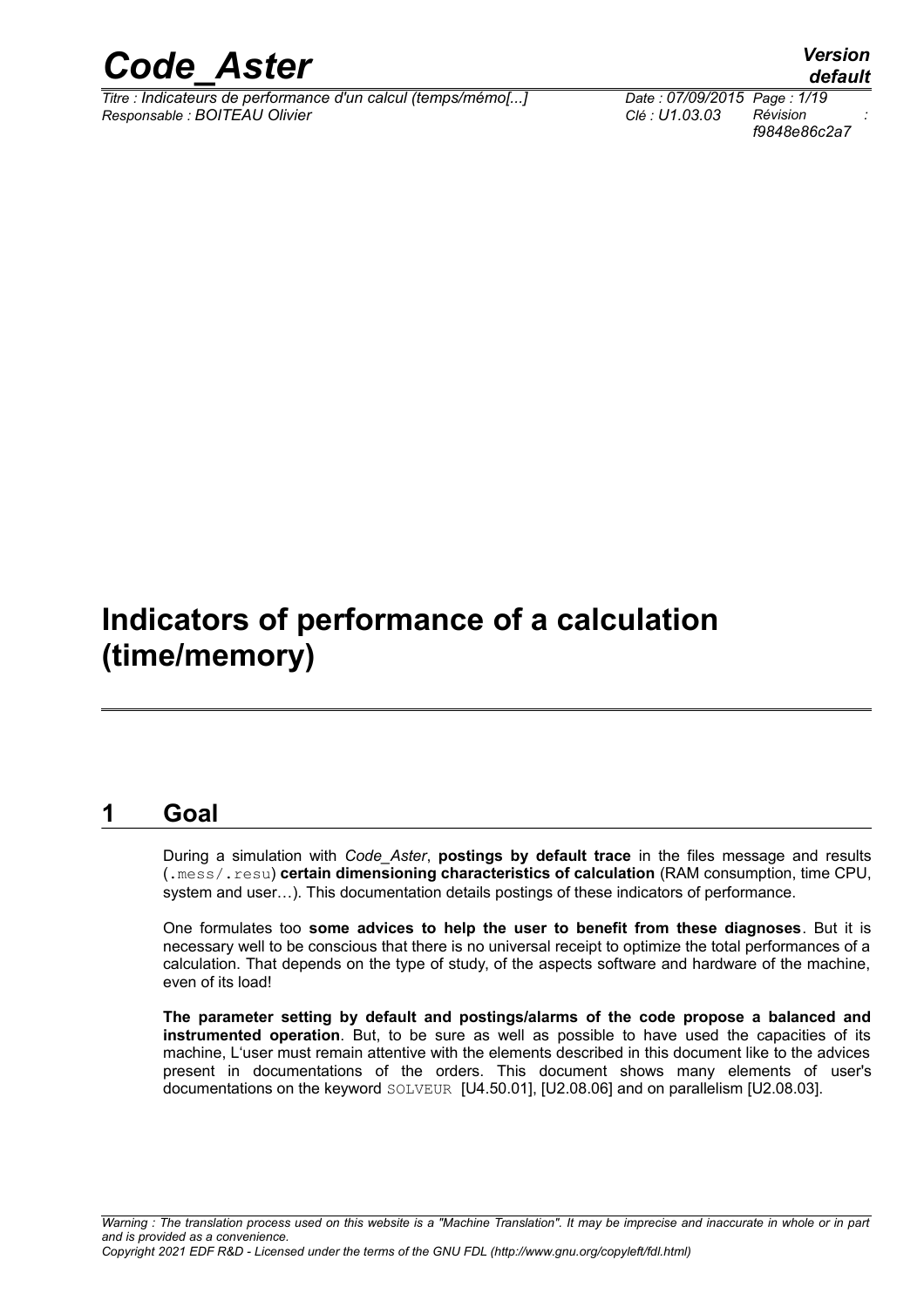# Indicators of performance of a calculation (time/memory)

## 1 Goal

During a simulation with *Code_Aster*, **postings by default trace** in the files message and results (.mess/.resu) **certain dimensioning characteristics of calculation** (RAM consumption, time CPU, system and user…). This documentation details postings of these indicators of performance.

One formulates too **some advices to help the user to benefit from these diagnoses**. But it is necessary well to be conscious that there is no universal receipt to optimize the total performances of a calculation. That depends on the type of study, of the aspects software and hardware of the machine, even of its load!

**The parameter setting by default and postings/alarms of the code propose a balanced and instrumented operation**. But, to be sure as well as possible to have used the capacities of its machine, L'user must remain attentive with the elements described in this document like to the advices present in documentations of the orders. This document shows many elements of user's documentations on the keyword SOLVEUR [U4.50.01], [U2.08.06] and on parallelism [U2.08.03].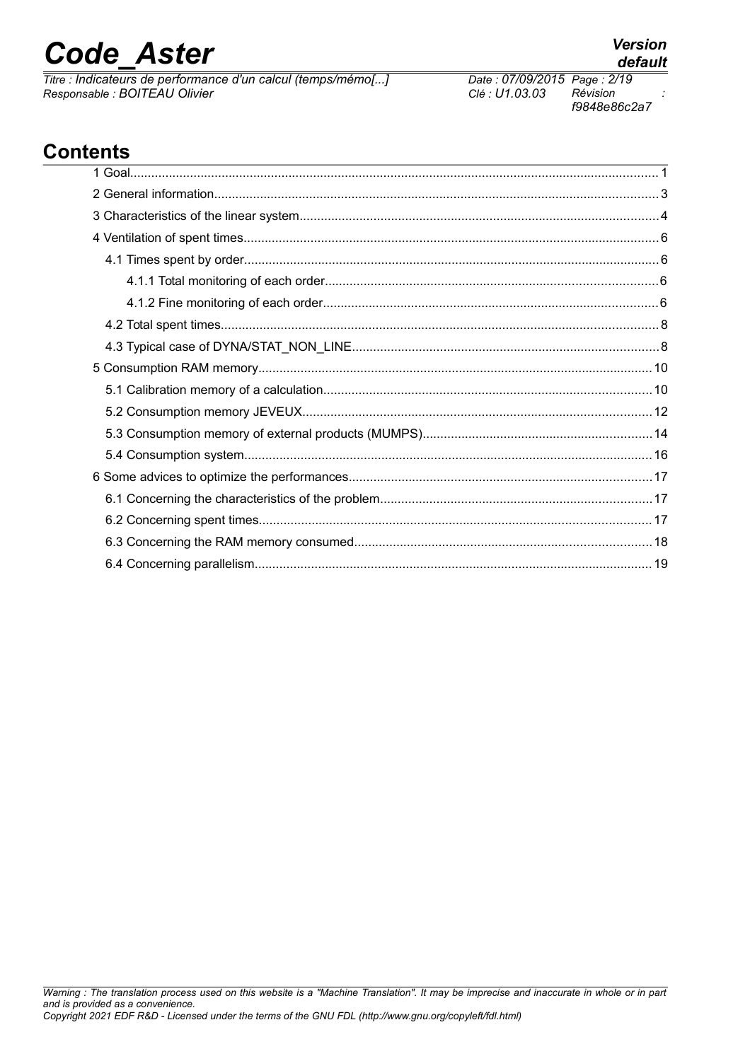# Contents

1 Goal........................................................................................................................................... 1

2 General information........................................................................................................................ 3

3 Characteristics of the linear system................................................................................................ 4

4 Ventilation of spent times................................................................................................................ 6

4.1 Times spent by order................................................................................................................ 6

4.1.1 Total monitoring of each order............................................................................................ 6

4.1.2 Fine monitoring of each order.............................................................................................. 6

4.2 Total spent times....................................................................................................................... 8

4.3 Typical case of DYNA/STAT_NON_LINE.................................................................................. 8

5 Consumption RAM memory........................................................................................................... 10

5.1 Calibration memory of a calculation......................................................................................... 10

5.2 Consumption memory JEVEUX............................................................................................... 12

5.3 Consumption memory of external products (MUMPS).............................................................. 14

5.4 Consumption system................................................................................................................ 16

6 Some advices to optimize the performances.................................................................................. 17

6.1 Concerning the characteristics of the problem.......................................................................... 17

6.2 Concerning spent times............................................................................................................ 17

6.3 Concerning the RAM memory consumed................................................................................. 18

6.4 Concerning parallelism............................................................................................................. 19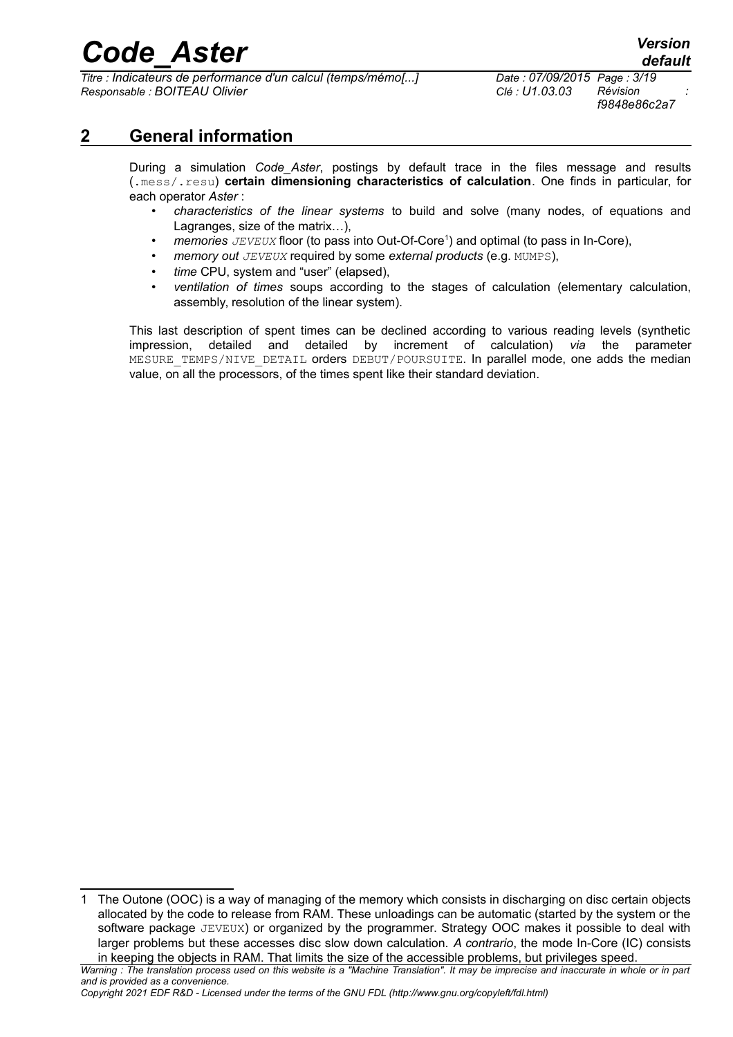## 2 General information

During a simulation *Code_Aster*, postings by default trace in the files message and results (.mess/.resu) **certain dimensioning characteristics of calculation**. One finds in particular, for each operator *Aster* :

- *characteristics of the linear systems* to build and solve (many nodes, of equations and Lagranges, size of the matrix…),
- *memories JEVEUX* floor (to pass into Out-Of-Core[1]) and optimal (to pass in In-Core),
- *memory out JEVEUX* required by some *external products* (e.g. MUMPS),
- *time* CPU, system and "user" (elapsed),
- *ventilation of times* soups according to the stages of calculation (elementary calculation, assembly, resolution of the linear system).

This last description of spent times can be declined according to various reading levels (synthetic impression, detailed and detailed by increment of calculation) *via* the parameter MESURE_TEMPS/NIVE_DETAIL orders DEBUT/POURSUITE. In parallel mode, one adds the median value, on all the processors, of the times spent like their standard deviation.

[1] The Outone (OOC) is a way of managing of the memory which consists in discharging on disc certain objects allocated by the code to release from RAM. These unloadings can be automatic (started by the system or the software package JEVEUX) or organized by the programmer. Strategy OOC makes it possible to deal with larger problems but these accesses disc slow down calculation. *A contrario*, the mode In-Core (IC) consists in keeping the objects in RAM. That limits the size of the accessible problems, but privileges speed.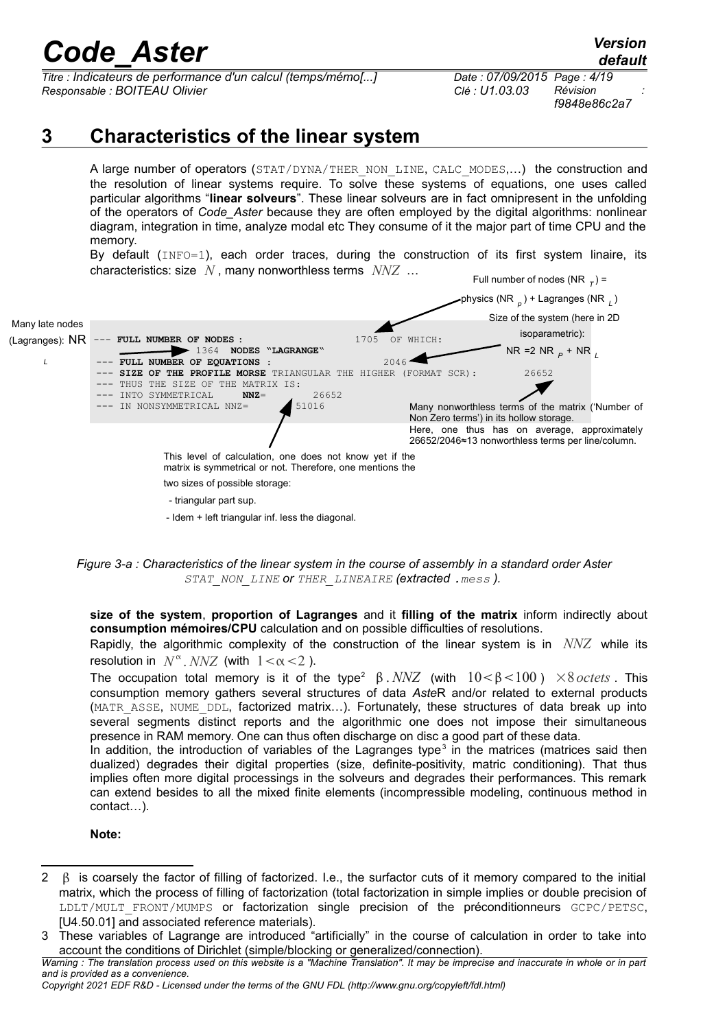# 3 Characteristics of the linear system

A large number of operators (`STAT/DYNA/THER_NON_LINE`, `CALC_MODES`,…) the construction and the resolution of linear systems require. To solve these systems of equations, one uses called particular algorithms "**linear solveurs**". These linear solveurs are in fact omnipresent in the unfolding of the operators of *Code_Aster* because they are often employed by the digital algorithms: nonlinear diagram, integration in time, analyze modal etc They consume of it the major part of time CPU and the memory.

By default (`INFO=1`), each order traces, during the construction of its first system linaire, its characteristics: size $N$, many nonworthless terms $NNZ$ …

Full number of nodes ($NR_T$) = physics ($NR_p$) + Lagranges ($NR_L$)

Size of the system (here in 2D isoparametric): $NR = 2 NR_p + NR_L$

Many late nodes (Lagranges): $NR_L$

```
--- FULL NUMBER OF NODES :                              1705  OF WHICH:
                          1364  NODES "LAGRANGE"
--- FULL NUMBER OF EQUATIONS :                          2046
--- SIZE OF THE PROFILE MORSE TRIANGULAR THE HIGHER (FORMAT SCR):     26652
--- THUS THE SIZE OF THE MATRIX IS:
--- INTO SYMMETRICAL     NNZ=        26652
--- IN NONSYMMETRICAL NNZ=         51016
```

Many nonworthless terms of the matrix ('Number of Non Zero terms') in its hollow storage. Here, one thus has on average, approximately 26652/2046≈13 nonworthless terms per line/column.

This level of calculation, one does not know yet if the matrix is symmetrical or not. Therefore, one mentions the two sizes of possible storage:

- triangular part sup.
- Idem + left triangular inf. less the diagonal.

*Figure 3-a : Characteristics of the linear system in the course of assembly in a standard order Aster `STAT_NON_LINE` or `THER_LINEAIRE` (extracted `.mess` ).*

**size of the system**, **proportion of Lagranges** and it **filling of the matrix** inform indirectly about **consumption mémoires/CPU** calculation and on possible difficulties of resolutions.

Rapidly, the algorithmic complexity of the construction of the linear system is in $NNZ$ while its resolution in $N^{\alpha}.NNZ$ (with $1<\alpha<2$ ).

The occupation total memory is it of the type[2] $\beta.NNZ$ (with $10<\beta<100$ ) $\times 8\,octets$ . This consumption memory gathers several structures of data *Aste*R and/or related to external products (`MATR_ASSE`, `NUME_DDL`, factorized matrix…). Fortunately, these structures of data break up into several segments distinct reports and the algorithmic one does not impose their simultaneous presence in RAM memory. One can thus often discharge on disc a good part of these data.

In addition, the introduction of variables of the Lagranges type[3] in the matrices (matrices said then dualized) degrades their digital properties (size, definite-positivity, matric conditioning). That thus implies often more digital processings in the solveurs and degrades their performances. This remark can extend besides to all the mixed finite elements (incompressible modeling, continuous method in contact…).

**Note:**

---

2 $\beta$ is coarsely the factor of filling of factorized. I.e., the surfactor cuts of it memory compared to the initial matrix, which the process of filling of factorization (total factorization in simple implies or double precision of `LDLT/MULT_FRONT/MUMPS` or factorization single precision of the préconditionneurs `GCPC/PETSC`, [U4.50.01] and associated reference materials).

3 These variables of Lagrange are introduced "artificially" in the course of calculation in order to take into account the conditions of Dirichlet (simple/blocking or generalized/connection).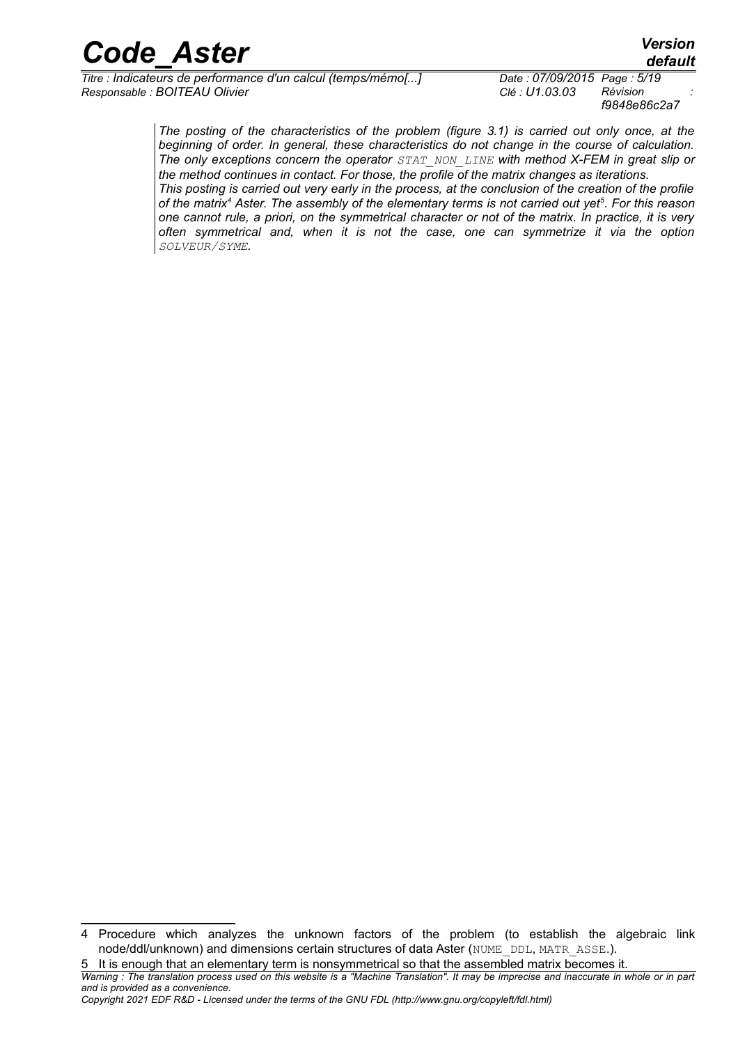*The posting of the characteristics of the problem (figure 3.1) is carried out only once, at the beginning of order. In general, these characteristics do not change in the course of calculation. The only exceptions concern the operator `STAT_NON_LINE` with method X-FEM in great slip or the method continues in contact. For those, the profile of the matrix changes as iterations.*

*This posting is carried out very early in the process, at the conclusion of the creation of the profile of the matrix[4] Aster. The assembly of the elementary terms is not carried out yet[5]. For this reason one cannot rule, a priori, on the symmetrical character or not of the matrix. In practice, it is very often symmetrical and, when it is not the case, one can symmetrize it via the option `SOLVEUR/SYME`.*

---

4 Procedure which analyzes the unknown factors of the problem (to establish the algebraic link node/ddl/unknown) and dimensions certain structures of data Aster (`NUME_DDL`, `MATR_ASSE`.).

5 It is enough that an elementary term is nonsymmetrical so that the assembled matrix becomes it.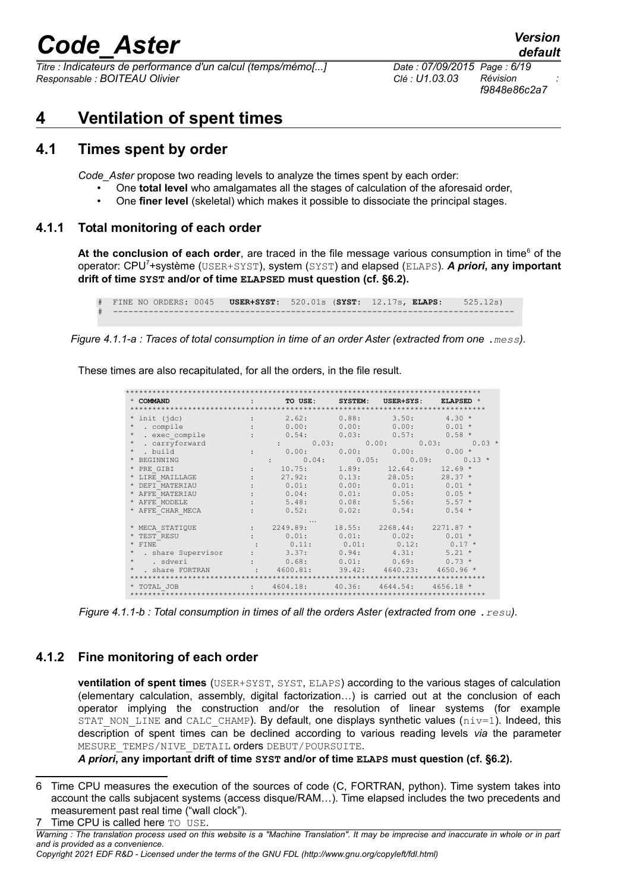# 4 Ventilation of spent times

## 4.1 Times spent by order

*Code_Aster* propose two reading levels to analyze the times spent by each order:

- One **total level** who amalgamates all the stages of calculation of the aforesaid order,
- One **finer level** (skeletal) which makes it possible to dissociate the principal stages.

### 4.1.1 Total monitoring of each order

**At the conclusion of each order**, are traced in the file message various consumption in time[6] of the operator: CPU[7]+système (USER+SYST), system (SYST) and elapsed (ELAPS). ***A priori*, any important drift of time SYST and/or of time ELAPSED must question (cf. §6.2).**

```
# FINE NO ORDERS: 0045   USER+SYST:  520.01s (SYST:  12.17s, ELAPS:    525.12s)
# ---------------------------------------------------------------------------------
```

*Figure 4.1.1-a : Traces of total consumption in time of an order Aster (extracted from one .mess).*

These times are also recapitulated, for all the orders, in the file result.

```
********************************************************************************
* COMMAND                  :       TO USE:     SYSTEM:   USER+SYS:    ELAPSED *
********************************************************************************
* init (jdc)               :        2.62:        0.88:        3.50:       4.30 *
*  . compile               :        0.00:        0.00:        0.00:       0.01 *
*  . exec_compile          :        0.54:        0.03:        0.57:       0.58 *
*  . carryforward          :        0.03:        0.00:        0.03:       0.03 *
*  . build                 :        0.00:        0.00:        0.00:       0.00 *
* BEGINNING                :        0.04:        0.05:        0.09:       0.13 *
* PRE_GIBI                 :       10.75:        1.89:       12.64:      12.69 *
* LIRE_MAILLAGE            :       27.92:        0.13:       28.05:      28.37 *
* DEFI_MATERIAU            :        0.01:        0.00:        0.01:       0.01 *
* AFFE_MATERIAU            :        0.04:        0.01:        0.05:       0.05 *
* AFFE_MODELE              :        5.48:        0.08:        5.56:       5.57 *
* AFFE_CHAR_MECA           :        0.52:        0.02:        0.54:       0.54 *
                                          …
* MECA_STATIQUE            :     2249.89:       18.55:     2268.44:    2271.87 *
* TEST_RESU                :        0.01:        0.01:        0.02:       0.01 *
* FINE                     :        0.11:        0.01:        0.12:       0.17 *
*  . share Supervisor      :        3.37:        0.94:        4.31:       5.21 *
*    . sdveri              :        0.68:        0.01:        0.69:       0.73 *
*  . share FORTRAN         :     4600.81:       39.42:     4640.23:    4650.96 *
********************************************************************************
* TOTAL_JOB                :     4604.18:       40.36:     4644.54:    4656.18 *
********************************************************************************
```

*Figure 4.1.1-b : Total consumption in times of all the orders Aster (extracted from one .resu).*

### 4.1.2 Fine monitoring of each order

**ventilation of spent times** (USER+SYST, SYST, ELAPS) according to the various stages of calculation (elementary calculation, assembly, digital factorization…) is carried out at the conclusion of each operator implying the construction and/or the resolution of linear systems (for example STAT_NON_LINE and CALC_CHAMP). By default, one displays synthetic values (niv=1). Indeed, this description of spent times can be declined according to various reading levels *via* the parameter MESURE_TEMPS/NIVE_DETAIL orders DEBUT/POURSUITE.

***A priori*, any important drift of time SYST and/or of time ELAPS must question (cf. §6.2).**

---

6 Time CPU measures the execution of the sources of code (C, FORTRAN, python). Time system takes into account the calls subjacent systems (access disque/RAM…). Time elapsed includes the two precedents and measurement past real time ("wall clock").

7 Time CPU is called here TO USE.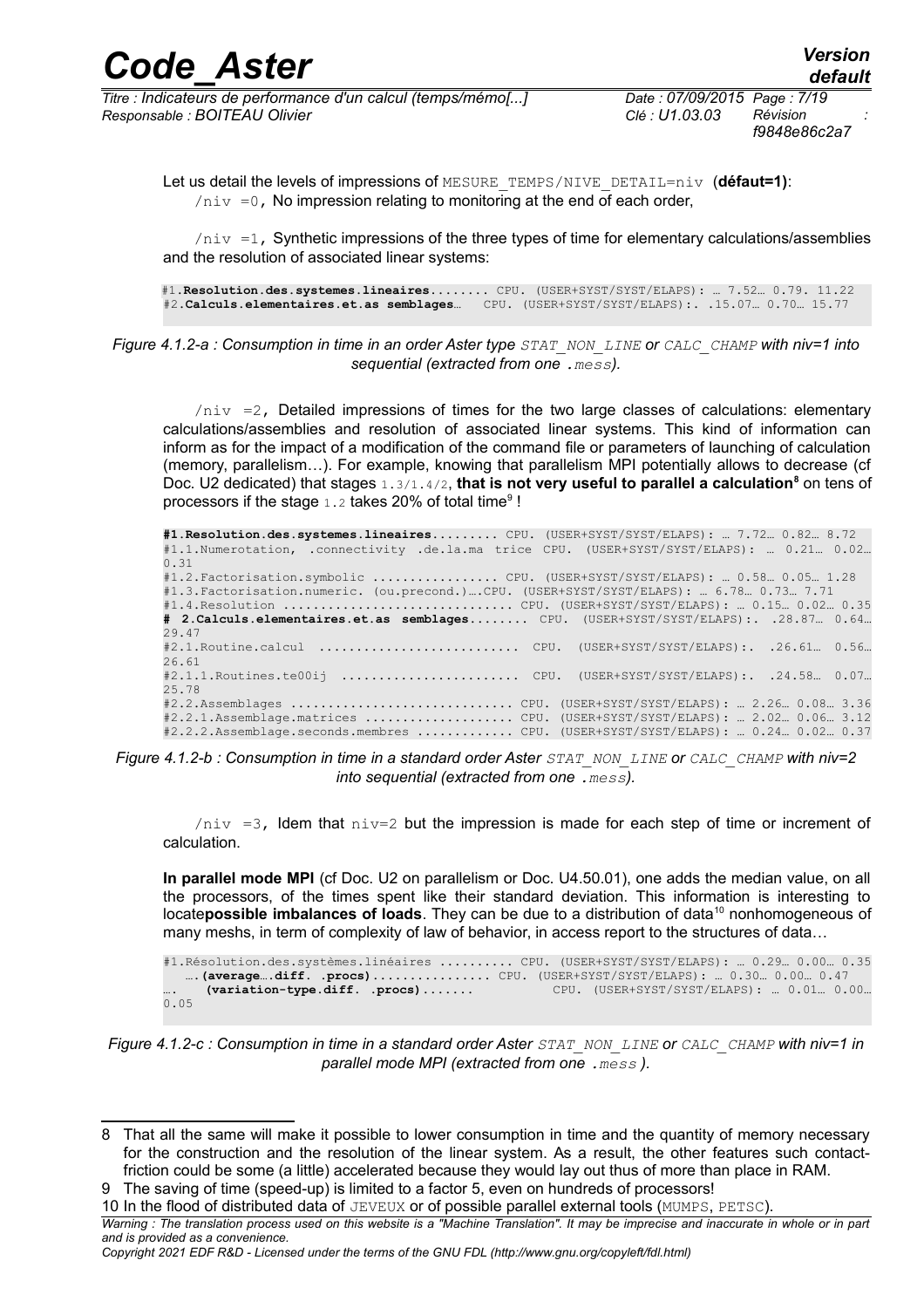Let us detail the levels of impressions of MESURE_TEMPS/NIVE_DETAIL=niv (**défaut=1)**:

/niv =0, No impression relating to monitoring at the end of each order,

/niv =1, Synthetic impressions of the three types of time for elementary calculations/assemblies and the resolution of associated linear systems:

```
#1.Resolution.des.systemes.lineaires........ CPU. (USER+SYST/SYST/ELAPS): … 7.52… 0.79. 11.22
#2.Calculs.elementaires.et.as semblages…   CPU. (USER+SYST/SYST/ELAPS):. .15.07… 0.70… 15.77
```

*Figure 4.1.2-a : Consumption in time in an order Aster type STAT_NON_LINE or CALC_CHAMP with niv=1 into sequential (extracted from one .mess).*

/niv =2, Detailed impressions of times for the two large classes of calculations: elementary calculations/assemblies and resolution of associated linear systems. This kind of information can inform as for the impact of a modification of the command file or parameters of launching of calculation (memory, parallelism…). For example, knowing that parallelism MPI potentially allows to decrease (cf Doc. U2 dedicated) that stages 1.3/1.4/2, **that is not very useful to parallel a calculation**[8] on tens of processors if the stage 1.2 takes 20% of total time[9] !

```
#1.Resolution.des.systemes.lineaires......... CPU. (USER+SYST/SYST/ELAPS): … 7.72… 0.82… 8.72
#1.1.Numerotation, .connectivity .de.la.ma trice CPU. (USER+SYST/SYST/ELAPS): … 0.21… 0.02… 
0.31
#1.2.Factorisation.symbolic ................ CPU. (USER+SYST/SYST/ELAPS): … 0.58… 0.05… 1.28
#1.3.Factorisation.numeric. (ou.precond.)….CPU. (USER+SYST/SYST/ELAPS): … 6.78… 0.73… 7.71
#1.4.Resolution .............................. CPU. (USER+SYST/SYST/ELAPS): … 0.15… 0.02… 0.35
# 2.Calculs.elementaires.et.as semblages........ CPU. (USER+SYST/SYST/ELAPS):. .28.87… 0.64… 
29.47
#2.1.Routine.calcul .......................... CPU. (USER+SYST/SYST/ELAPS):. .26.61… 0.56… 
26.61
#2.1.1.Routines.te00ij ....................... CPU. (USER+SYST/SYST/ELAPS):. .24.58… 0.07… 
25.78
#2.2.Assemblages ............................. CPU. (USER+SYST/SYST/ELAPS): … 2.26… 0.08… 3.36
#2.2.1.Assemblage.matrices .................... CPU. (USER+SYST/SYST/ELAPS): … 2.02… 0.06… 3.12
#2.2.2.Assemblage.seconds.membres ............. CPU. (USER+SYST/SYST/ELAPS): … 0.24… 0.02… 0.37
```

*Figure 4.1.2-b : Consumption in time in a standard order Aster STAT_NON_LINE or CALC_CHAMP with niv=2 into sequential (extracted from one .mess).*

/niv =3, Idem that niv=2 but the impression is made for each step of time or increment of calculation.

**In parallel mode MPI** (cf Doc. U2 on parallelism or Doc. U4.50.01), one adds the median value, on all the processors, of the times spent like their standard deviation. This information is interesting to locate**possible imbalances of loads**. They can be due to a distribution of data[10] nonhomogeneous of many meshs, in term of complexity of law of behavior, in access report to the structures of data…

```
#1.Résolution.des.systèmes.linéaires .......... CPU. (USER+SYST/SYST/ELAPS): … 0.29… 0.00… 0.35
   ….(average….diff. .procs)............... CPU. (USER+SYST/SYST/ELAPS): … 0.30… 0.00… 0.47
….   (variation-type.diff. .procs).......          CPU. (USER+SYST/SYST/ELAPS): … 0.01… 0.00… 
0.05
```

*Figure 4.1.2-c : Consumption in time in a standard order Aster STAT_NON_LINE or CALC_CHAMP with niv=1 in parallel mode MPI (extracted from one .mess ).*

---

8 That all the same will make it possible to lower consumption in time and the quantity of memory necessary for the construction and the resolution of the linear system. As a result, the other features such contact-friction could be some (a little) accelerated because they would lay out thus of more than place in RAM.

9 The saving of time (speed-up) is limited to a factor 5, even on hundreds of processors!

10 In the flood of distributed data of JEVEUX or of possible parallel external tools (MUMPS, PETSC).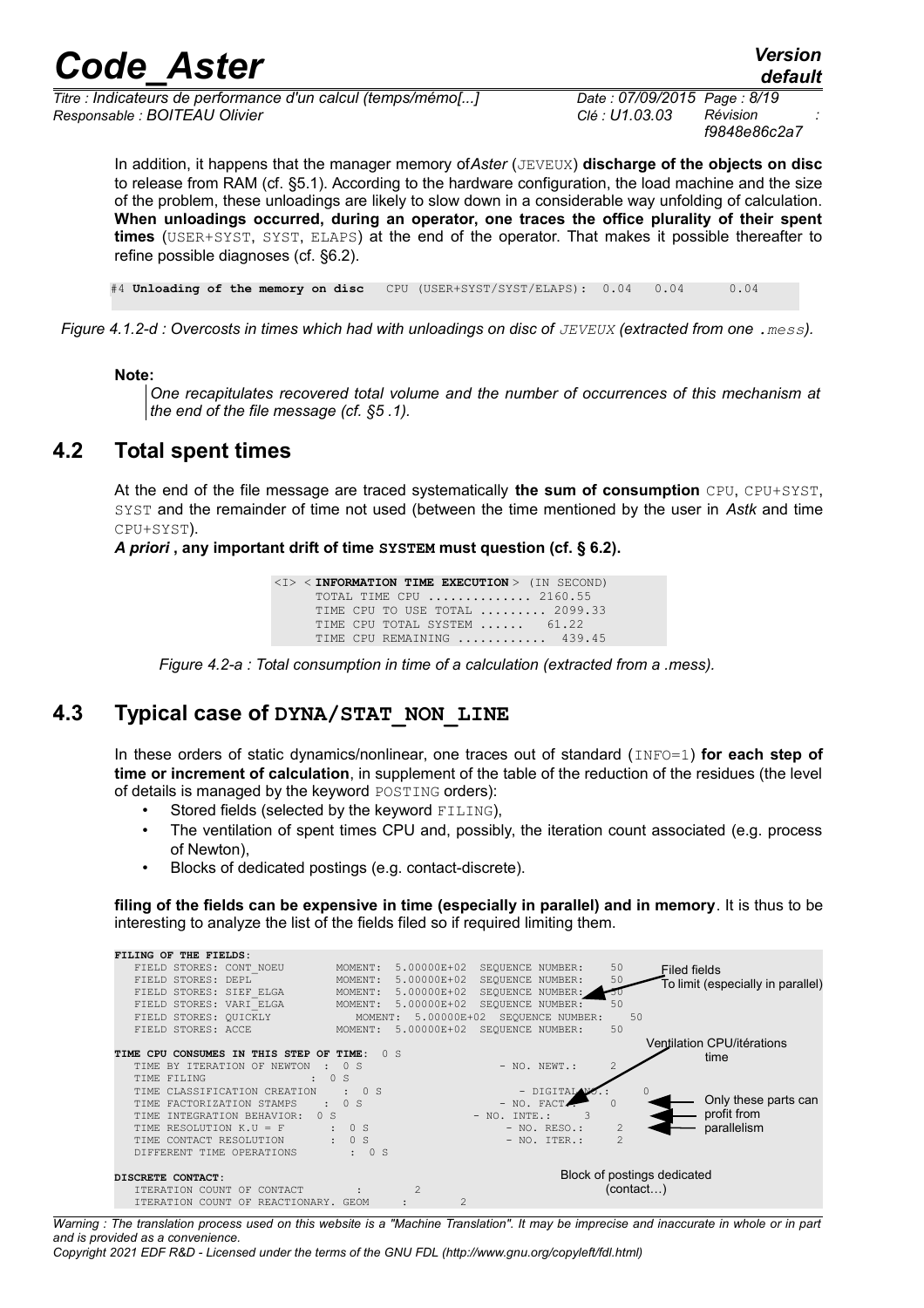In addition, it happens that the manager memory of*Aster* (JEVEUX) **discharge of the objects on disc** to release from RAM (cf. §5.1). According to the hardware configuration, the load machine and the size of the problem, these unloadings are likely to slow down in a considerable way unfolding of calculation. **When unloadings occurred, during an operator, one traces the office plurality of their spent times** (USER+SYST, SYST, ELAPS) at the end of the operator. That makes it possible thereafter to refine possible diagnoses (cf. §6.2).

```
#4 Unloading of the memory on disc   CPU (USER+SYST/SYST/ELAPS):  0.04   0.04      0.04
```

*Figure 4.1.2-d : Overcosts in times which had with unloadings on disc of JEVEUX (extracted from one .mess).*

**Note:**

*One recapitulates recovered total volume and the number of occurrences of this mechanism at the end of the file message (cf. §5 .1).*

## 4.2 Total spent times

At the end of the file message are traced systematically **the sum of consumption** CPU, CPU+SYST, SYST and the remainder of time not used (between the time mentioned by the user in *Astk* and time CPU+SYST).

***A priori*, any important drift of time SYSTEM must question (cf. § 6.2).**

```
<I> < INFORMATION TIME EXECUTION > (IN SECOND)
     TOTAL TIME CPU ............. 2160.55
     TIME CPU TO USE TOTAL ......... 2099.33
     TIME CPU TOTAL SYSTEM ......   61.22
     TIME CPU REMAINING ............  439.45
```

*Figure 4.2-a : Total consumption in time of a calculation (extracted from a .mess).*

## 4.3 Typical case of DYNA/STAT_NON_LINE

In these orders of static dynamics/nonlinear, one traces out of standard (INFO=1) **for each step of time or increment of calculation**, in supplement of the table of the reduction of the residues (the level of details is managed by the keyword POSTING orders):

- Stored fields (selected by the keyword FILING),
- The ventilation of spent times CPU and, possibly, the iteration count associated (e.g. process of Newton),
- Blocks of dedicated postings (e.g. contact-discrete).

**filing of the fields can be expensive in time (especially in parallel) and in memory**. It is thus to be interesting to analyze the list of the fields filed so if required limiting them.

```
FILING OF THE FIELDS:
   FIELD STORES: CONT_NOEU        MOMENT:  5.00000E+02  SEQUENCE NUMBER:     50
   FIELD STORES: DEPL             MOMENT:  5.00000E+02  SEQUENCE NUMBER:     50
   FIELD STORES: SIEF_ELGA        MOMENT:  5.00000E+02  SEQUENCE NUMBER:     50
   FIELD STORES: VARI_ELGA        MOMENT:  5.00000E+02  SEQUENCE NUMBER:     50
   FIELD STORES: QUICKLY            MOMENT:  5.00000E+02  SEQUENCE NUMBER:     50
   FIELD STORES: ACCE             MOMENT:  5.00000E+02  SEQUENCE NUMBER:     50

TIME CPU CONSUMES IN THIS STEP OF TIME:  0 S
   TIME BY ITERATION OF NEWTON  :  0 S                    - NO. NEWT.:      2
   TIME FILING              :  0 S
   TIME CLASSIFICATION CREATION    :  0 S                   - DIGITAL NO.:        0
   TIME FACTORIZATION STAMPS    :  0 S                     - NO. FACT.:      0
   TIME INTEGRATION BEHAVIOR:  0 S                      - NO. INTE.:      3
   TIME RESOLUTION K.U = F       :  0 S                     - NO. RESO.:      2
   TIME CONTACT RESOLUTION       :  0 S                     - NO. ITER.:      2
   DIFFERENT TIME OPERATIONS        :  0 S

DISCRETE CONTACT:
   ITERATION COUNT OF CONTACT          :         2
   ITERATION COUNT OF REACTIONARY. GEOM     :         2
```

Annotations: Filed fields — To limit (especially in parallel); Ventilation CPU/itérations time; Only these parts can profit from parallelism; Block of postings dedicated (contact…)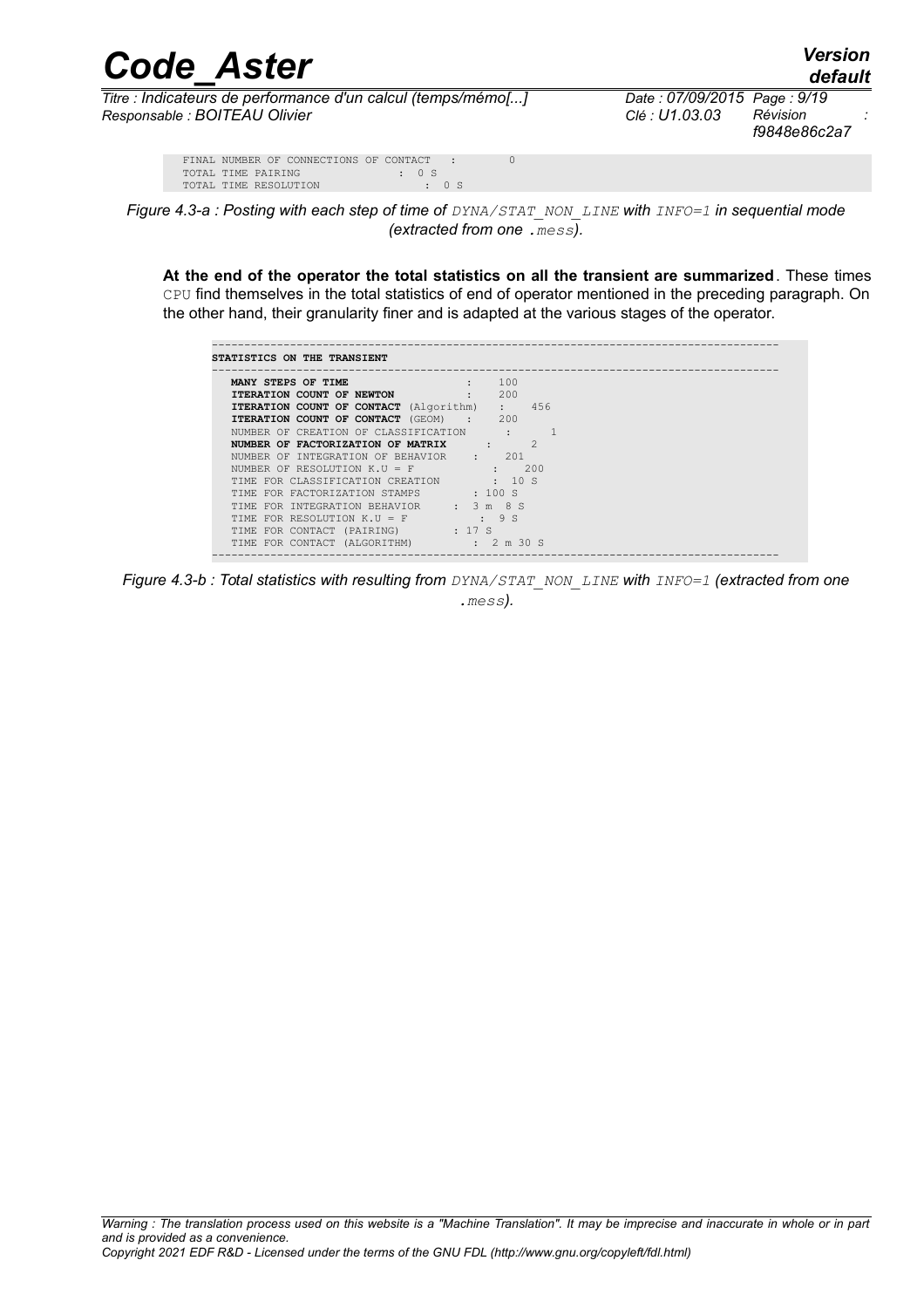```
FINAL NUMBER OF CONNECTIONS OF CONTACT   :         0
TOTAL TIME PAIRING              : 0 S
TOTAL TIME RESOLUTION                : 0 S
```

*Figure 4.3-a : Posting with each step of time of `DYNA/STAT_NON_LINE` with `INFO=1` in sequential mode (extracted from one `.mess`).*

**At the end of the operator the total statistics on all the transient are summarized**. These times CPU find themselves in the total statistics of end of operator mentioned in the preceding paragraph. On the other hand, their granularity finer and is adapted at the various stages of the operator.

```
-------------------------------------------------------------------------------------
STATISTICS ON THE TRANSIENT
-------------------------------------------------------------------------------------
  MANY STEPS OF TIME                    :    100
  ITERATION COUNT OF NEWTON             :    200
  ITERATION COUNT OF CONTACT (Algorithm)   :    456
  ITERATION COUNT OF CONTACT (GEOM)   :    200
  NUMBER OF CREATION OF CLASSIFICATION      :      1
  NUMBER OF FACTORIZATION OF MATRIX      :      2
  NUMBER OF INTEGRATION OF BEHAVIOR    :    201
  NUMBER OF RESOLUTION K.U = F            :    200
  TIME FOR CLASSIFICATION CREATION        : 10 S
  TIME FOR FACTORIZATION STAMPS       : 100 S
  TIME FOR INTEGRATION BEHAVIOR     : 3 m  8 S
  TIME FOR RESOLUTION K.U = F          :  9 S
  TIME FOR CONTACT (PAIRING)        : 17 S
  TIME FOR CONTACT (ALGORITHM)         : 2 m 30 S
-------------------------------------------------------------------------------------
```

*Figure 4.3-b : Total statistics with resulting from `DYNA/STAT_NON_LINE` with `INFO=1` (extracted from one `.mess`).*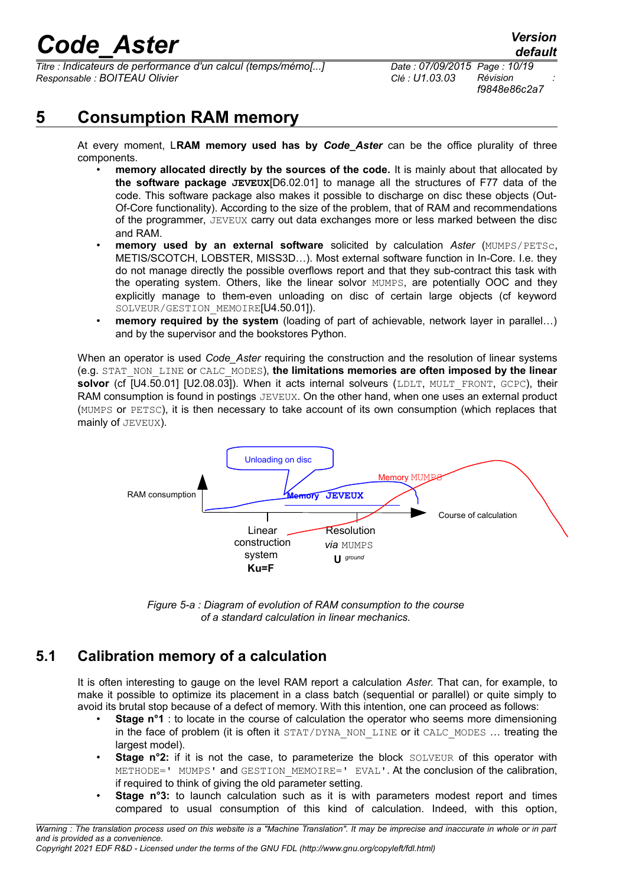# 5 Consumption RAM memory

At every moment, L**RAM memory used has by *Code_Aster*** can be the office plurality of three components.

- **memory allocated directly by the sources of the code.** It is mainly about that allocated by **the software package JEVEUX**[D6.02.01] to manage all the structures of F77 data of the code. This software package also makes it possible to discharge on disc these objects (Out-Of-Core functionality). According to the size of the problem, that of RAM and recommendations of the programmer, JEVEUX carry out data exchanges more or less marked between the disc and RAM.
- **memory used by an external software** solicited by calculation *Aster* (MUMPS/PETSc, METIS/SCOTCH, LOBSTER, MISS3D…). Most external software function in In-Core. I.e. they do not manage directly the possible overflows report and that they sub-contract this task with the operating system. Others, like the linear solvor MUMPS, are potentially OOC and they explicitly manage to them-even unloading on disc of certain large objects (cf keyword SOLVEUR/GESTION_MEMOIRE[U4.50.01]).
- **memory required by the system** (loading of part of achievable, network layer in parallel…) and by the supervisor and the bookstores Python.

When an operator is used *Code_Aster* requiring the construction and the resolution of linear systems (e.g. STAT_NON_LINE or CALC_MODES), **the limitations memories are often imposed by the linear solvor** (cf [U4.50.01] [U2.08.03]). When it acts internal solveurs (LDLT, MULT_FRONT, GCPC), their RAM consumption is found in postings JEVEUX. On the other hand, when one uses an external product (MUMPS or PETSC), it is then necessary to take account of its own consumption (which replaces that mainly of JEVEUX).

Unloading on disc

Memory MUMPS

RAM consumption

Memory JEVEUX

Course of calculation

Linear construction system **Ku=F**

Resolution *via* MUMPS **U** *ground*

*Figure 5-a : Diagram of evolution of RAM consumption to the course of a standard calculation in linear mechanics.*

## 5.1 Calibration memory of a calculation

It is often interesting to gauge on the level RAM report a calculation *Aster.* That can, for example, to make it possible to optimize its placement in a class batch (sequential or parallel) or quite simply to avoid its brutal stop because of a defect of memory. With this intention, one can proceed as follows:

- **Stage n°1** : to locate in the course of calculation the operator who seems more dimensioning in the face of problem (it is often it STAT/DYNA_NON_LINE or it CALC_MODES … treating the largest model).
- **Stage n°2:** if it is not the case, to parameterize the block SOLVEUR of this operator with METHODE=' MUMPS' and GESTION_MEMOIRE=' EVAL'. At the conclusion of the calibration, if required to think of giving the old parameter setting.
- **Stage n°3:** to launch calculation such as it is with parameters modest report and times compared to usual consumption of this kind of calculation. Indeed, with this option,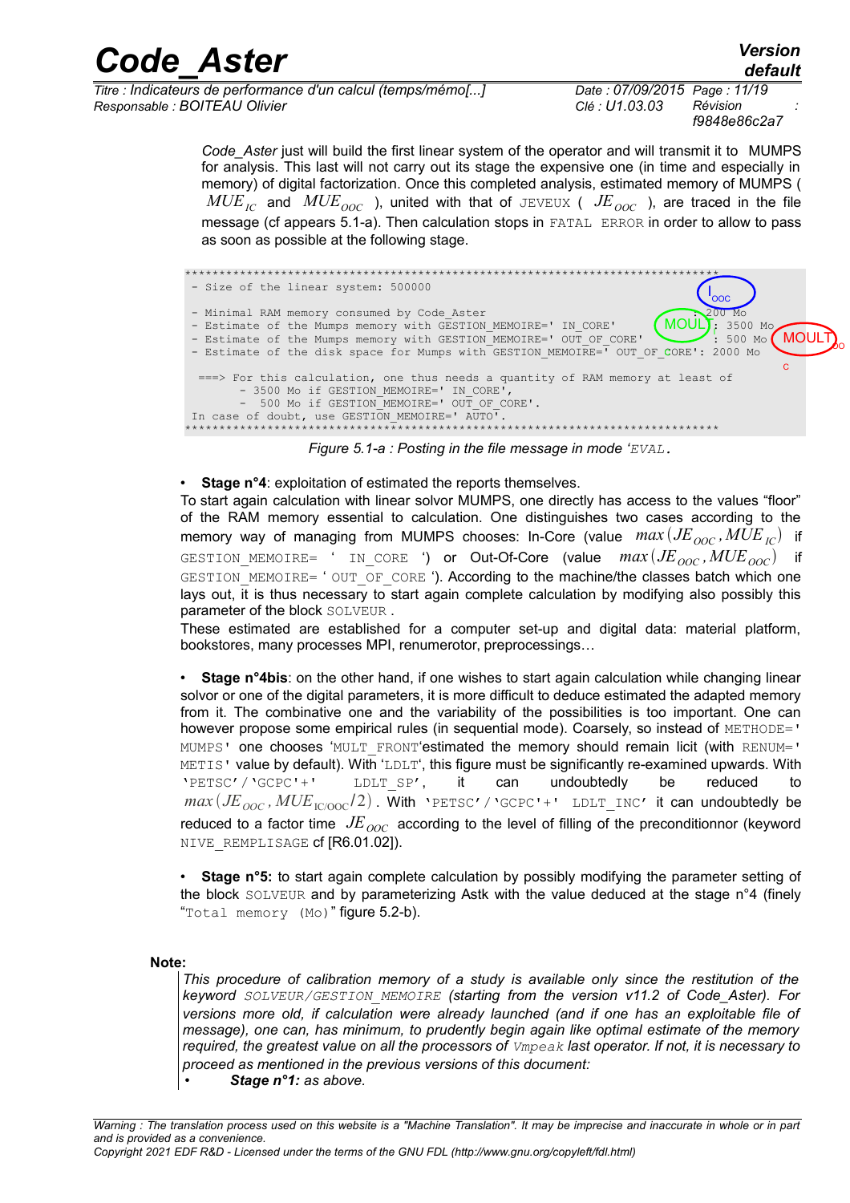*Code_Aster* just will build the first linear system of the operator and will transmit it to MUMPS for analysis. This last will not carry out its stage the expensive one (in time and especially in memory) of digital factorization. Once this completed analysis, estimated memory of MUMPS ( $MUE_{IC}$ and $MUE_{OOC}$ ), united with that of JEVEUX ( $JE_{OOC}$ ), are traced in the file message (cf appears 5.1-a). Then calculation stops in FATAL ERROR in order to allow to pass as soon as possible at the following stage.

```
******************************************************************************
 - Size of the linear system: 500000

 - Minimal RAM memory consumed by Code_Aster                              : 200 Mo
 - Estimate of the Mumps memory with GESTION_MEMOIRE=' IN_CORE'           : 3500 Mo
 - Estimate of the Mumps memory with GESTION_MEMOIRE=' OUT_OF_CORE'       : 500 Mo
 - Estimate of the disk space for Mumps with GESTION_MEMOIRE=' OUT_OF_CORE': 2000 Mo

  ===> For this calculation, one thus needs a quantity of RAM memory at least of
        - 3500 Mo if GESTION_MEMOIRE=' IN_CORE',
        -  500 Mo if GESTION_MEMOIRE=' OUT_OF_CORE'.
 In case of doubt, use GESTION_MEMOIRE=' AUTO'.
******************************************************************************
```

*Figure 5.1-a : Posting in the file message in mode 'EVAL.*

- **Stage n°4**: exploitation of estimated the reports themselves.

To start again calculation with linear solvor MUMPS, one directly has access to the values "floor" of the RAM memory essential to calculation. One distinguishes two cases according to the memory way of managing from MUMPS chooses: In-Core (value $max(JE_{OOC}, MUE_{IC})$ if GESTION_MEMOIRE= ' IN_CORE ') or Out-Of-Core (value $max(JE_{OOC}, MUE_{OOC})$ if GESTION_MEMOIRE= ' OUT_OF_CORE '). According to the machine/the classes batch which one lays out, it is thus necessary to start again complete calculation by modifying also possibly this parameter of the block SOLVEUR .

These estimated are established for a computer set-up and digital data: material platform, bookstores, many processes MPI, renumerotor, preprocessings…

- **Stage n°4bis**: on the other hand, if one wishes to start again calculation while changing linear solvor or one of the digital parameters, it is more difficult to deduce estimated the adapted memory from it. The combinative one and the variability of the possibilities is too important. One can however propose some empirical rules (in sequential mode). Coarsely, so instead of METHODE=' MUMPS' one chooses 'MULT_FRONT'estimated the memory should remain licit (with RENUM=' METIS' value by default). With 'LDLT', this figure must be significantly re-examined upwards. With 'PETSC'/'GCPC'+' LDLT_SP', it can undoubtedly be reduced to $max(JE_{OOC}, MUE_{IC/OOC}/2)$. With 'PETSC'/'GCPC'+' LDLT_INC' it can undoubtedly be reduced to a factor time $JE_{OOC}$ according to the level of filling of the preconditionnor (keyword NIVE_REMPLISAGE cf [R6.01.02]).

- **Stage n°5:** to start again complete calculation by possibly modifying the parameter setting of the block SOLVEUR and by parameterizing Astk with the value deduced at the stage n°4 (finely "Total memory (Mo)" figure 5.2-b).

**Note:**

*This procedure of calibration memory of a study is available only since the restitution of the keyword SOLVEUR/GESTION_MEMOIRE (starting from the version v11.2 of Code_Aster). For versions more old, if calculation were already launched (and if one has an exploitable file of message), one can, has minimum, to prudently begin again like optimal estimate of the memory required, the greatest value on all the processors of Vmpeak last operator. If not, it is necessary to proceed as mentioned in the previous versions of this document:*

- ***Stage n°1:*** *as above.*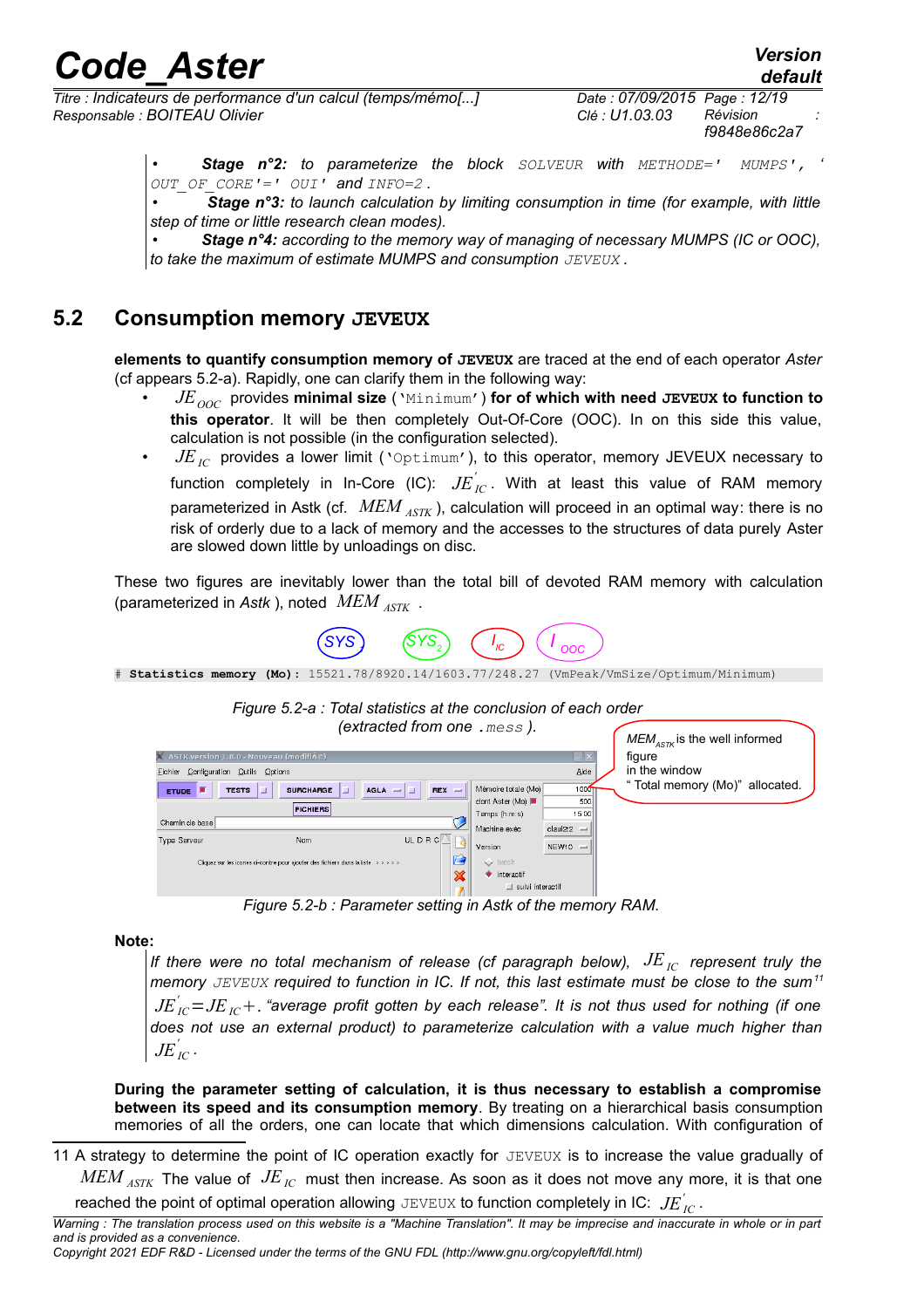- ***Stage n°2:*** *to parameterize the block* `SOLVEUR` *with* `METHODE=' MUMPS', 'OUT_OF_CORE'=' OUI'` *and* `INFO=2`.
- ***Stage n°3:*** *to launch calculation by limiting consumption in time (for example, with little step of time or little research clean modes).*
- ***Stage n°4:*** *according to the memory way of managing of necessary MUMPS (IC or OOC), to take the maximum of estimate MUMPS and consumption* `JEVEUX`.

## 5.2 Consumption memory JEVEUX

**elements to quantify consumption memory of JEVEUX** are traced at the end of each operator *Aster* (cf appears 5.2-a). Rapidly, one can clarify them in the following way:

- $JE_{OOC}$ provides **minimal size** (`'Minimum'`) **for of which with need JEVEUX to function to this operator**. It will be then completely Out-Of-Core (OOC). In on this side this value, calculation is not possible (in the configuration selected).
- $JE_{IC}$ provides a lower limit (`'Optimum'`), to this operator, memory JEVEUX necessary to function completely in In-Core (IC): $JE'_{IC}$. With at least this value of RAM memory parameterized in Astk (cf. $MEM_{ASTK}$), calculation will proceed in an optimal way: there is no risk of orderly due to a lack of memory and the accesses to the structures of data purely Aster are slowed down little by unloadings on disc.

These two figures are inevitably lower than the total bill of devoted RAM memory with calculation (parameterized in *Astk* ), noted $MEM_{ASTK}$.

SYS SYS$_2$ $I_{IC}$ $I_{OOC}$

```
# Statistics memory (Mo): 15521.78/8920.14/1603.77/248.27 (VmPeak/VmSize/Optimum/Minimum)
```

*Figure 5.2-a : Total statistics at the conclusion of each order (extracted from one `.mess` ).*

$MEM_{ASTK}$ is the well informed figure in the window " Total memory (Mo)" allocated.

*Figure 5.2-b : Parameter setting in Astk of the memory RAM.*

**Note:**

*If there were no total mechanism of release (cf paragraph below), $JE_{IC}$ represent truly the memory* `JEVEUX` *required to function in IC. If not, this last estimate must be close to the sum*[11] *$JE'_{IC}=JE_{IC}+$. "average profit gotten by each release". It is not thus used for nothing (if one does not use an external product) to parameterize calculation with a value much higher than $JE'_{IC}$.*

**During the parameter setting of calculation, it is thus necessary to establish a compromise between its speed and its consumption memory**. By treating on a hierarchical basis consumption memories of all the orders, one can locate that which dimensions calculation. With configuration of

---

11 A strategy to determine the point of IC operation exactly for `JEVEUX` is to increase the value gradually of $MEM_{ASTK}$ The value of $JE_{IC}$ must then increase. As soon as it does not move any more, it is that one reached the point of optimal operation allowing `JEVEUX` to function completely in IC: $JE'_{IC}$.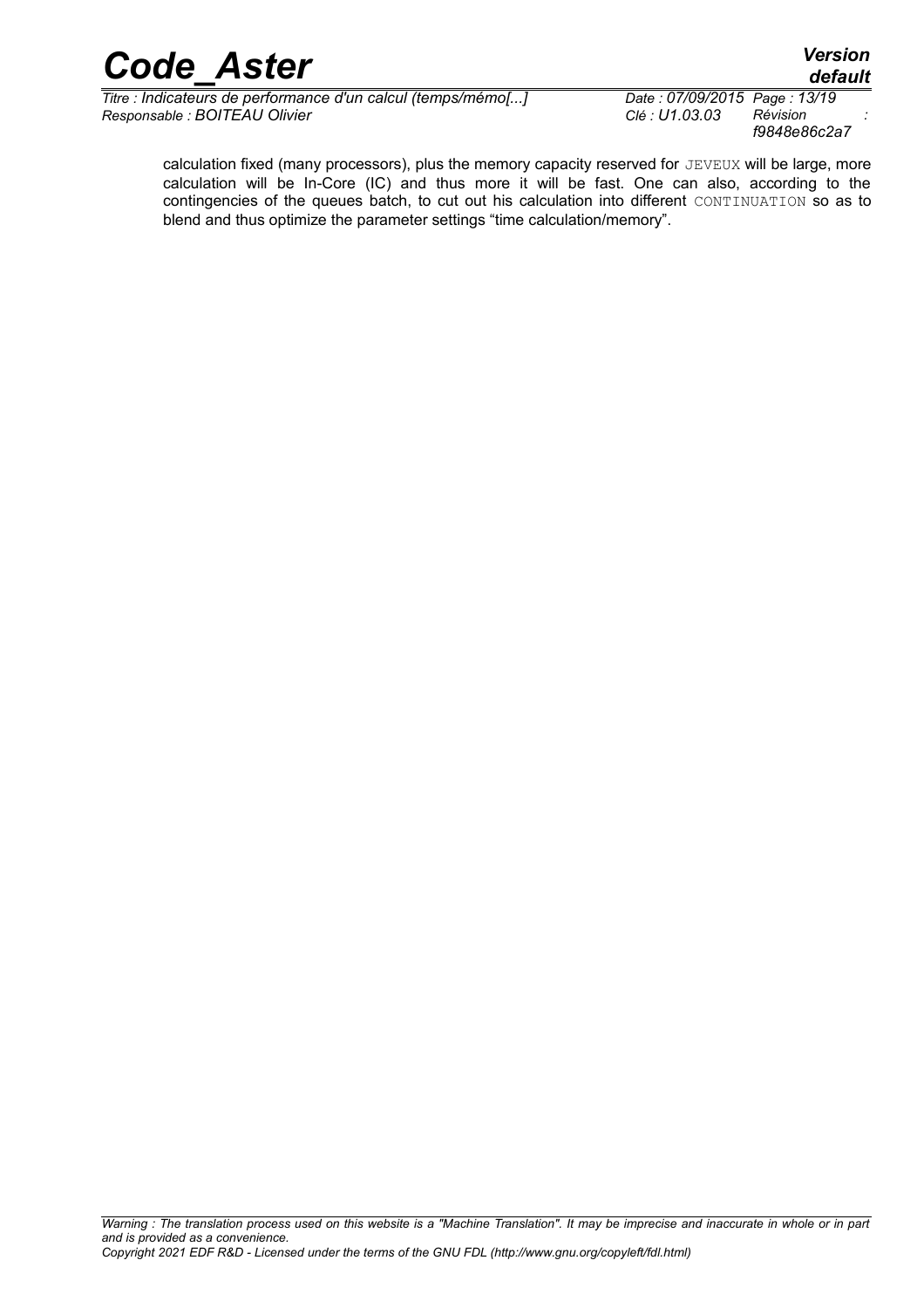calculation fixed (many processors), plus the memory capacity reserved for JEVEUX will be large, more calculation will be In-Core (IC) and thus more it will be fast. One can also, according to the contingencies of the queues batch, to cut out his calculation into different CONTINUATION so as to blend and thus optimize the parameter settings "time calculation/memory".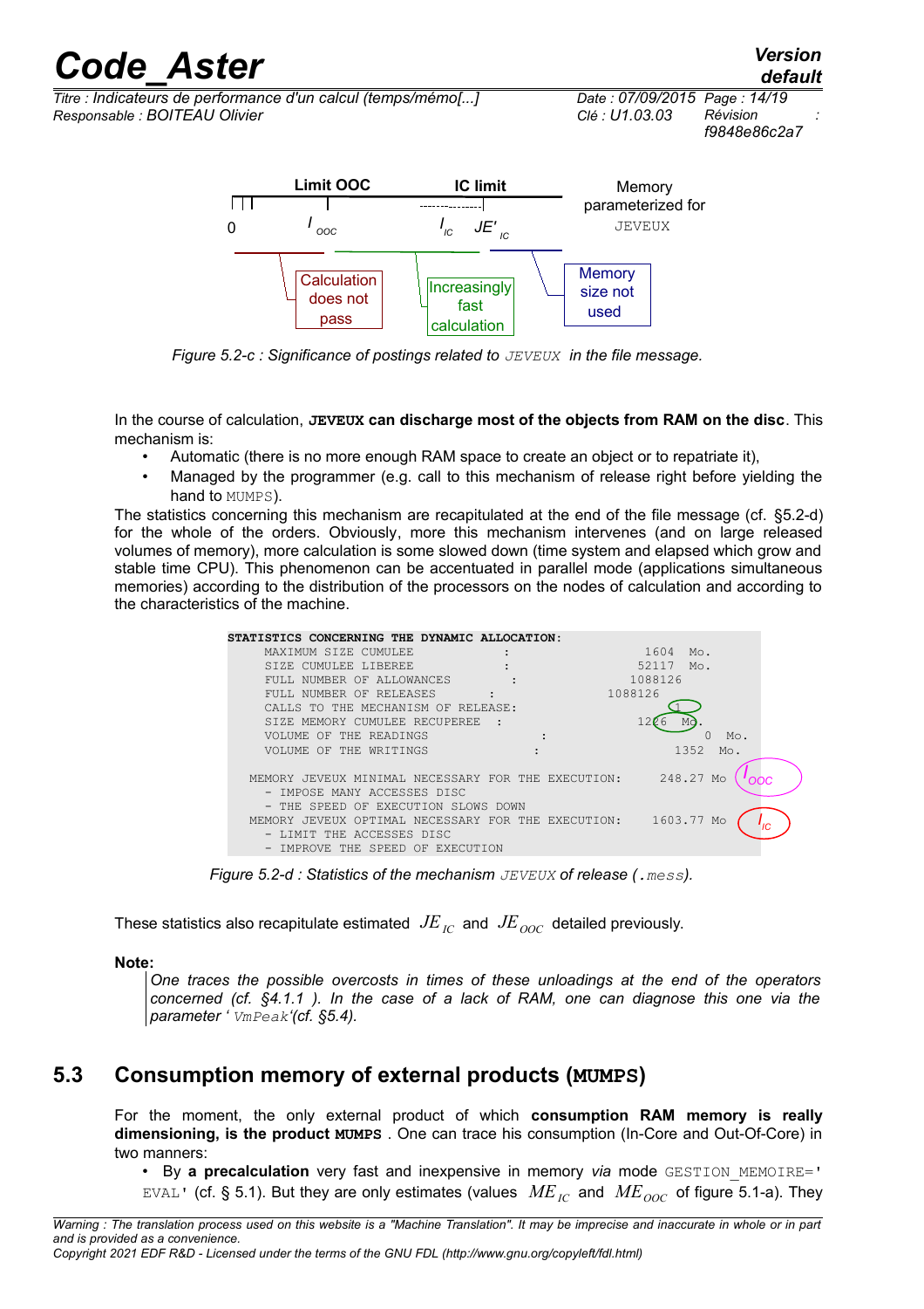Limit OOC — IC limit — Memory parameterized for JEVEUX

0 — $I_{OOC}$ — $I_{IC}$ — $JE'_{IC}$

Calculation does not pass — Increasingly fast calculation — Memory size not used

Figure 5.2-c : Significance of postings related to JEVEUX in the file message.

In the course of calculation, **JEVEUX can discharge most of the objects from RAM on the disc**. This mechanism is:

- Automatic (there is no more enough RAM space to create an object or to repatriate it),
- Managed by the programmer (e.g. call to this mechanism of release right before yielding the hand to MUMPS).

The statistics concerning this mechanism are recapitulated at the end of the file message (cf. §5.2-d) for the whole of the orders. Obviously, more this mechanism intervenes (and on large released volumes of memory), more calculation is some slowed down (time system and elapsed which grow and stable time CPU). This phenomenon can be accentuated in parallel mode (applications simultaneous memories) according to the distribution of the processors on the nodes of calculation and according to the characteristics of the machine.

```
STATISTICS CONCERNING THE DYNAMIC ALLOCATION:
     MAXIMUM SIZE CUMULEE             :            1604  Mo.
     SIZE CUMULEE LIBEREE             :           52117  Mo.
     FULL NUMBER OF ALLOWANCES        :         1088126
     FULL NUMBER OF RELEASES          :         1088126
     CALLS TO THE MECHANISM OF RELEASE:               1
     SIZE MEMORY CUMULEE RECUPEREE    :            1226  Mo.
     VOLUME OF THE READINGS           :               0  Mo.
     VOLUME OF THE WRITINGS           :            1352  Mo.

   MEMORY JEVEUX MINIMAL NECESSARY FOR THE EXECUTION:    248.27 Mo
     - IMPOSE MANY ACCESSES DISC
     - THE SPEED OF EXECUTION SLOWS DOWN
   MEMORY JEVEUX OPTIMAL NECESSARY FOR THE EXECUTION:   1603.77 Mo
     - LIMIT THE ACCESSES DISC
     - IMPROVE THE SPEED OF EXECUTION
```

Figure 5.2-d : Statistics of the mechanism JEVEUX of release (.mess).

These statistics also recapitulate estimated $JE_{IC}$ and $JE_{OOC}$ detailed previously.

**Note:**

*One traces the possible overcosts in times of these unloadings at the end of the operators concerned (cf. §4.1.1 ). In the case of a lack of RAM, one can diagnose this one via the parameter ' VmPeak'(cf. §5.4).*

## 5.3 Consumption memory of external products (MUMPS)

For the moment, the only external product of which **consumption RAM memory is really dimensioning, is the product MUMPS** . One can trace his consumption (In-Core and Out-Of-Core) in two manners:

- By **a precalculation** very fast and inexpensive in memory *via* mode GESTION_MEMOIRE=' EVAL' (cf. § 5.1). But they are only estimates (values $ME_{IC}$ and $ME_{OOC}$ of figure 5.1-a). They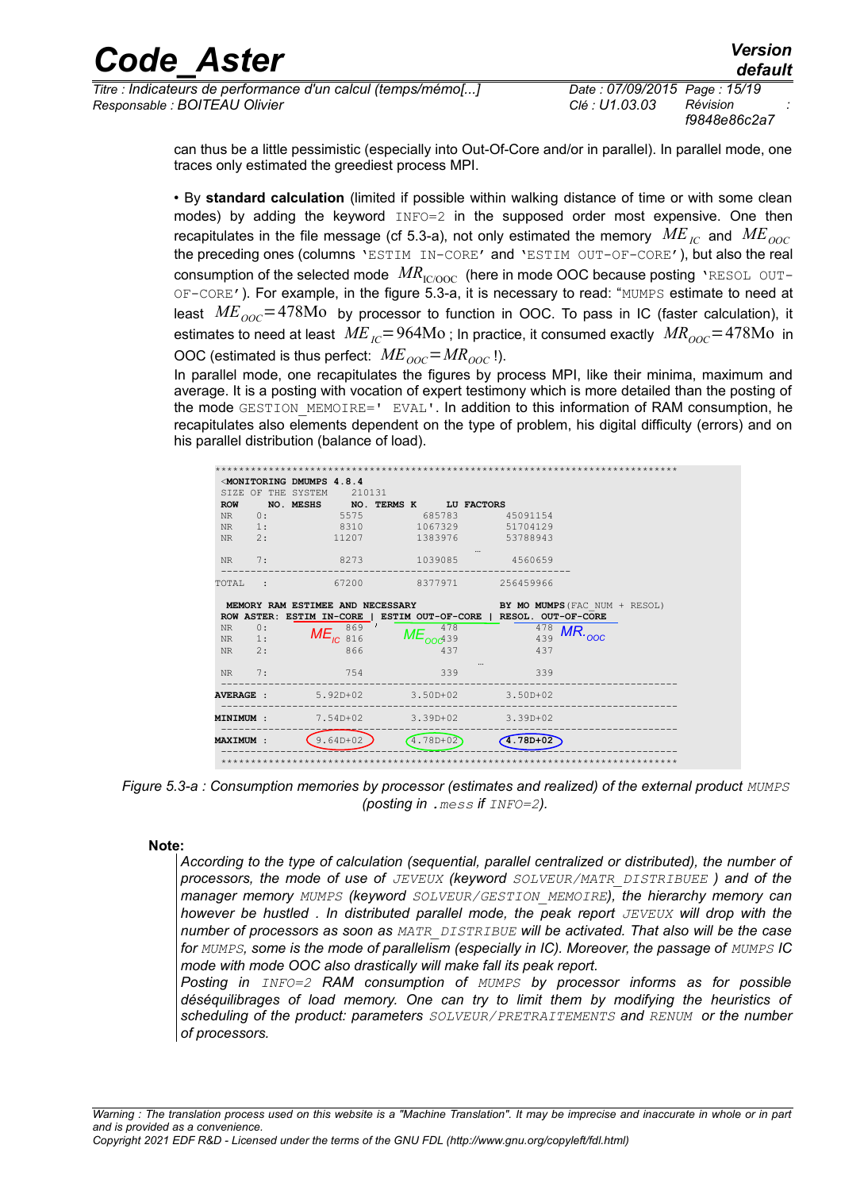can thus be a little pessimistic (especially into Out-Of-Core and/or in parallel). In parallel mode, one traces only estimated the greediest process MPI.

• By **standard calculation** (limited if possible within walking distance of time or with some clean modes) by adding the keyword `INFO=2` in the supposed order most expensive. One then recapitulates in the file message (cf 5.3-a), not only estimated the memory $ME_{IC}$ and $ME_{OOC}$ the preceding ones (columns `'ESTIM IN-CORE'` and `'ESTIM OUT-OF-CORE'`), but also the real consumption of the selected mode $MR_{IC/OOC}$ (here in mode OOC because posting `'RESOL OUT-OF-CORE'`). For example, in the figure 5.3-a, it is necessary to read: "`MUMPS` estimate to need at least $ME_{OOC}=478\text{Mo}$ by processor to function in OOC. To pass in IC (faster calculation), it estimates to need at least $ME_{IC}=964\text{Mo}$ ; In practice, it consumed exactly $MR_{OOC}=478\text{Mo}$ in OOC (estimated is thus perfect: $ME_{OOC}=MR_{OOC}$ !).

In parallel mode, one recapitulates the figures by process MPI, like their minima, maximum and average. It is a posting with vocation of expert testimony which is more detailed than the posting of the mode `GESTION_MEMOIRE=' EVAL'`. In addition to this information of RAM consumption, he recapitulates also elements dependent on the type of problem, his digital difficulty (errors) and on his parallel distribution (balance of load).

```
******************************************************************************
 <MONITORING DMUMPS 4.8.4
 SIZE OF THE SYSTEM      210131
 ROW     NO. MESHS      NO. TERMS K      LU FACTORS
 NR      0:          5575          685783          45091154
 NR      1:          8310         1067329          51704129
 NR      2:         11207         1383976          53788943
                                              ...
 NR      7:          8273         1039085           4560659
 -----------------------------------------------------------------
TOTAL    :          67200         8377971         256459966

  MEMORY RAM ESTIMEE AND NECESSARY               BY MO MUMPS(FAC_NUM + RESOL)
 ROW ASTER: ESTIM IN-CORE  | ESTIM OUT-OF-CORE |  RESOL. OUT-OF-CORE
 NR      0:          869                  478              478
 NR      1:   ME_IC  816          ME_OOC  439              439   MR_OOC
 NR      2:          866                  437              437
                                              ...
 NR      7:          754                  339              339
 ------------------------------------------------------------------------------
AVERAGE  :        5.92D+02             3.50D+02          3.50D+02
 ------------------------------------------------------------------------------
MINIMUM  :        7.54D+02             3.39D+02          3.39D+02
 ------------------------------------------------------------------------------
MAXIMUM  :        9.64D+02             4.78D+02          4.78D+02
 ------------------------------------------------------------------------------
 ******************************************************************************
```

*Figure 5.3-a : Consumption memories by processor (estimates and realized) of the external product `MUMPS` (posting in `.mess` if `INFO=2`).*

**Note:**

*According to the type of calculation (sequential, parallel centralized or distributed), the number of processors, the mode of use of `JEVEUX` (keyword `SOLVEUR/MATR_DISTRIBUEE` ) and of the manager memory `MUMPS` (keyword `SOLVEUR/GESTION_MEMOIRE`), the hierarchy memory can however be hustled . In distributed parallel mode, the peak report `JEVEUX` will drop with the number of processors as soon as `MATR_DISTRIBUE` will be activated. That also will be the case for `MUMPS`, some is the mode of parallelism (especially in IC). Moreover, the passage of `MUMPS` IC mode with mode OOC also drastically will make fall its peak report.*

*Posting in `INFO=2` RAM consumption of `MUMPS` by processor informs as for possible déséquilibrages of load memory. One can try to limit them by modifying the heuristics of scheduling of the product: parameters `SOLVEUR/PRETRAITEMENTS` and `RENUM` or the number of processors.*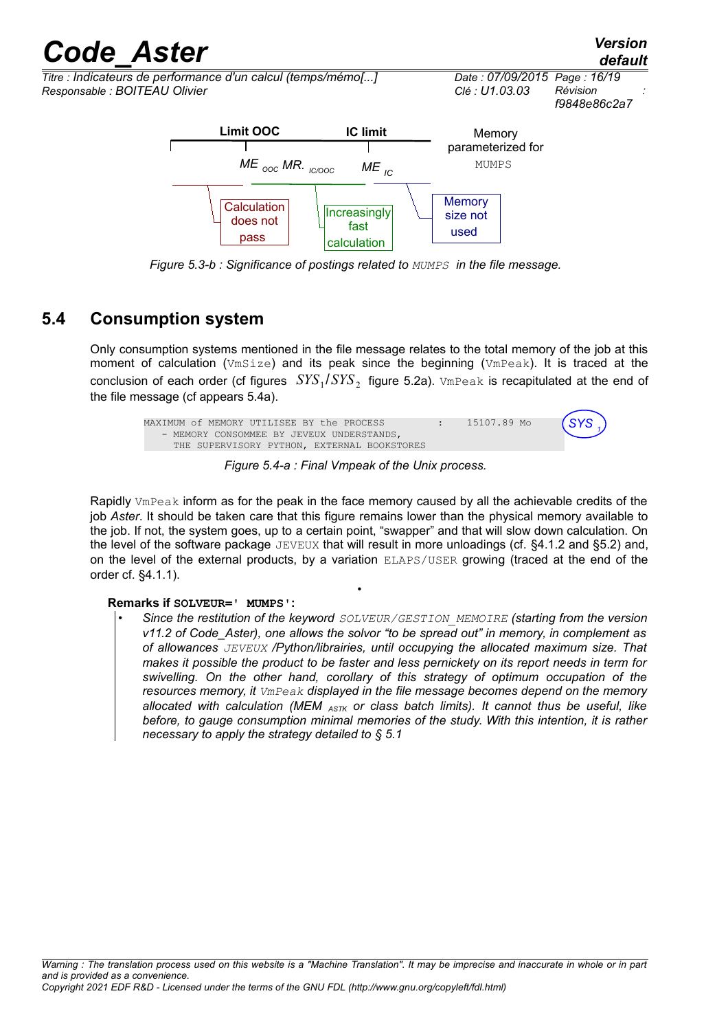Limit OOC IC limit Memory parameterized for MUMPS

$ME_{OOC}$ $MR._{IC/OOC}$ $ME_{IC}$

Calculation does not pass | Increasingly fast calculation | Memory size not used

*Figure 5.3-b : Significance of postings related to MUMPS in the file message.*

## 5.4 Consumption system

Only consumption systems mentioned in the file message relates to the total memory of the job at this moment of calculation (VmSize) and its peak since the beginning (VmPeak). It is traced at the conclusion of each order (cf figures $SYS_1/SYS_2$ figure 5.2a). VmPeak is recapitulated at the end of the file message (cf appears 5.4a).

```
MAXIMUM of MEMORY UTILISEE BY the PROCESS            :    15107.89 Mo
  - MEMORY CONSOMMEE BY JEVEUX UNDERSTANDS,
    THE SUPERVISORY PYTHON, EXTERNAL BOOKSTORES
```

$SYS_1$

*Figure 5.4-a : Final Vmpeak of the Unix process.*

Rapidly VmPeak inform as for the peak in the face memory caused by all the achievable credits of the job *Aster*. It should be taken care that this figure remains lower than the physical memory available to the job. If not, the system goes, up to a certain point, "swapper" and that will slow down calculation. On the level of the software package JEVEUX that will result in more unloadings (cf. §4.1.2 and §5.2) and, on the level of the external products, by a variation ELAPS/USER growing (traced at the end of the order cf. §4.1.1).

**Remarks if SOLVEUR=' MUMPS':**

- *Since the restitution of the keyword SOLVEUR/GESTION_MEMOIRE (starting from the version v11.2 of Code_Aster), one allows the solvor "to be spread out" in memory, in complement as of allowances JEVEUX /Python/librairies, until occupying the allocated maximum size. That makes it possible the product to be faster and less pernickety on its report needs in term for swivelling. On the other hand, corollary of this strategy of optimum occupation of the resources memory, it VmPeak displayed in the file message becomes depend on the memory allocated with calculation (MEM $_{ASTK}$ or class batch limits). It cannot thus be useful, like before, to gauge consumption minimal memories of the study. With this intention, it is rather necessary to apply the strategy detailed to § 5.1*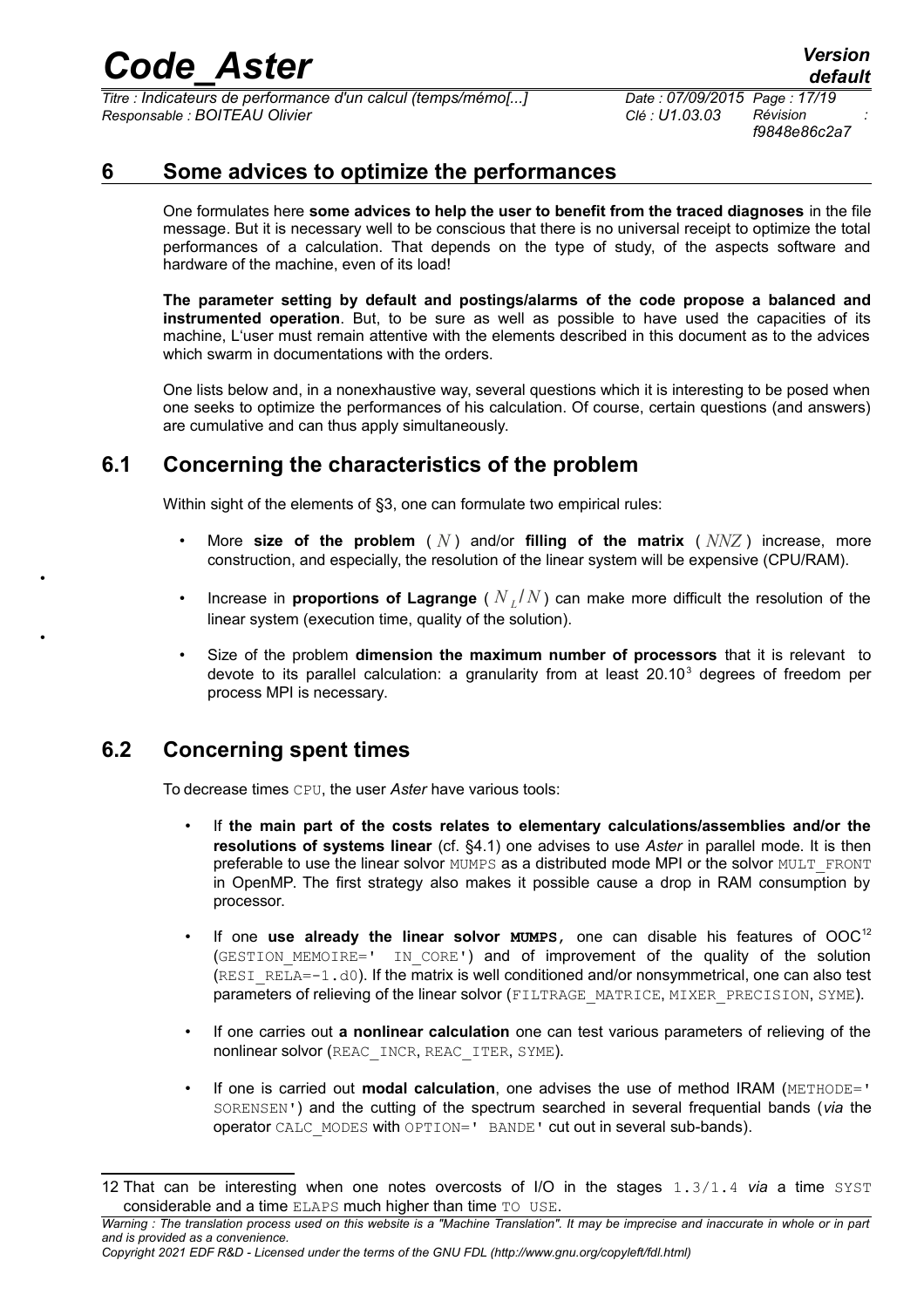## 6 Some advices to optimize the performances

One formulates here **some advices to help the user to benefit from the traced diagnoses** in the file message. But it is necessary well to be conscious that there is no universal receipt to optimize the total performances of a calculation. That depends on the type of study, of the aspects software and hardware of the machine, even of its load!

**The parameter setting by default and postings/alarms of the code propose a balanced and instrumented operation**. But, to be sure as well as possible to have used the capacities of its machine, L'user must remain attentive with the elements described in this document as to the advices which swarm in documentations with the orders.

One lists below and, in a nonexhaustive way, several questions which it is interesting to be posed when one seeks to optimize the performances of his calculation. Of course, certain questions (and answers) are cumulative and can thus apply simultaneously.

### 6.1 Concerning the characteristics of the problem

Within sight of the elements of §3, one can formulate two empirical rules:

- More **size of the problem** ( $N$ ) and/or **filling of the matrix** ( $NNZ$ ) increase, more construction, and especially, the resolution of the linear system will be expensive (CPU/RAM).
- Increase in **proportions of Lagrange** ( $N_L/N$ ) can make more difficult the resolution of the linear system (execution time, quality of the solution).
- Size of the problem **dimension the maximum number of processors** that it is relevant to devote to its parallel calculation: a granularity from at least $20.10^3$ degrees of freedom per process MPI is necessary.

### 6.2 Concerning spent times

To decrease times `CPU`, the user *Aster* have various tools:

- If **the main part of the costs relates to elementary calculations/assemblies and/or the resolutions of systems linear** (cf. §4.1) one advises to use *Aster* in parallel mode. It is then preferable to use the linear solvor `MUMPS` as a distributed mode MPI or the solvor `MULT_FRONT` in OpenMP. The first strategy also makes it possible cause a drop in RAM consumption by processor.
- If one **use already the linear solvor `MUMPS`,** one can disable his features of OOC[12] (`GESTION_MEMOIRE=' IN_CORE'`) and of improvement of the quality of the solution (`RESI_RELA=-1.d0`). If the matrix is well conditioned and/or nonsymmetrical, one can also test parameters of relieving of the linear solvor (`FILTRAGE_MATRICE`, `MIXER_PRECISION`, `SYME`).
- If one carries out **a nonlinear calculation** one can test various parameters of relieving of the nonlinear solvor (`REAC_INCR`, `REAC_ITER`, `SYME`).
- If one is carried out **modal calculation**, one advises the use of method IRAM (`METHODE=' SORENSEN'`) and the cutting of the spectrum searched in several frequential bands (*via* the operator `CALC_MODES` with `OPTION=' BANDE'` cut out in several sub-bands).

12 That can be interesting when one notes overcosts of I/O in the stages `1.3/1.4` *via* a time `SYST` considerable and a time `ELAPS` much higher than time `TO USE`.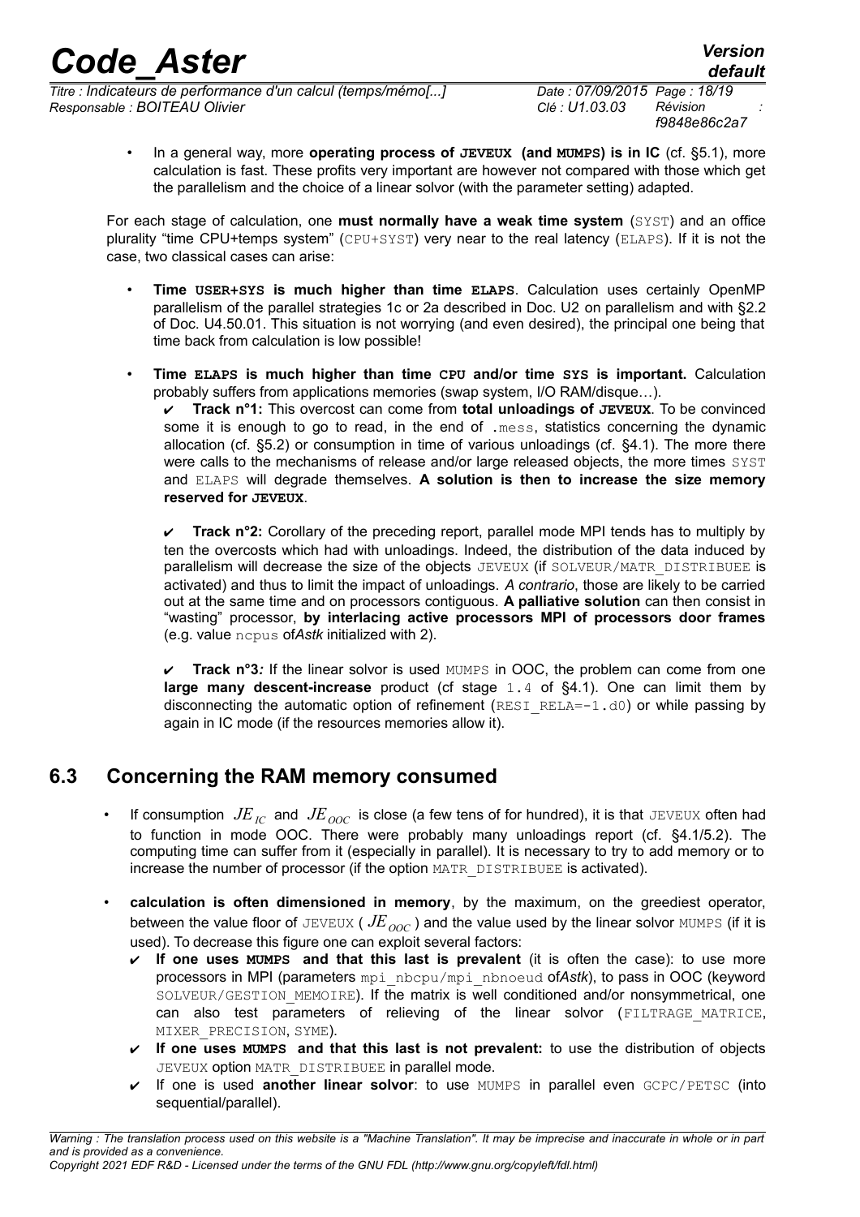- In a general way, more **operating process of JEVEUX (and MUMPS) is in IC** (cf. §5.1), more calculation is fast. These profits very important are however not compared with those which get the parallelism and the choice of a linear solvor (with the parameter setting) adapted.

For each stage of calculation, one **must normally have a weak time system** (SYST) and an office plurality "time CPU+temps system" (CPU+SYST) very near to the real latency (ELAPS). If it is not the case, two classical cases can arise:

- **Time USER+SYS is much higher than time ELAPS**. Calculation uses certainly OpenMP parallelism of the parallel strategies 1c or 2a described in Doc. U2 on parallelism and with §2.2 of Doc. U4.50.01. This situation is not worrying (and even desired), the principal one being that time back from calculation is low possible!

- **Time ELAPS is much higher than time CPU and/or time SYS is important.** Calculation probably suffers from applications memories (swap system, I/O RAM/disque…).
  - ✔ **Track n°1:** This overcost can come from **total unloadings of JEVEUX**. To be convinced some it is enough to go to read, in the end of .mess, statistics concerning the dynamic allocation (cf. §5.2) or consumption in time of various unloadings (cf. §4.1). The more there were calls to the mechanisms of release and/or large released objects, the more times SYST and ELAPS will degrade themselves. **A solution is then to increase the size memory reserved for JEVEUX**.

  - ✔ **Track n°2:** Corollary of the preceding report, parallel mode MPI tends has to multiply by ten the overcosts which had with unloadings. Indeed, the distribution of the data induced by parallelism will decrease the size of the objects JEVEUX (if SOLVEUR/MATR_DISTRIBUEE is activated) and thus to limit the impact of unloadings. *A contrario*, those are likely to be carried out at the same time and on processors contiguous. **A palliative solution** can then consist in "wasting" processor, **by interlacing active processors MPI of processors door frames** (e.g. value ncpus of*Astk* initialized with 2).

  - ✔ **Track n°3***:* If the linear solvor is used MUMPS in OOC, the problem can come from one **large many descent-increase** product (cf stage 1.4 of §4.1). One can limit them by disconnecting the automatic option of refinement (RESI_RELA=-1.d0) or while passing by again in IC mode (if the resources memories allow it).

## 6.3 Concerning the RAM memory consumed

- If consumption $JE_{IC}$ and $JE_{OOC}$ is close (a few tens of for hundred), it is that JEVEUX often had to function in mode OOC. There were probably many unloadings report (cf. §4.1/5.2). The computing time can suffer from it (especially in parallel). It is necessary to try to add memory or to increase the number of processor (if the option MATR_DISTRIBUEE is activated).

- **calculation is often dimensioned in memory**, by the maximum, on the greediest operator, between the value floor of JEVEUX ( $JE_{OOC}$ ) and the value used by the linear solvor MUMPS (if it is used). To decrease this figure one can exploit several factors:
  - ✔ **If one uses MUMPS and that this last is prevalent** (it is often the case): to use more processors in MPI (parameters mpi_nbcpu/mpi_nbnoeud of*Astk*), to pass in OOC (keyword SOLVEUR/GESTION_MEMOIRE). If the matrix is well conditioned and/or nonsymmetrical, one can also test parameters of relieving of the linear solvor (FILTRAGE_MATRICE, MIXER_PRECISION, SYME).
  - ✔ **If one uses MUMPS and that this last is not prevalent:** to use the distribution of objects JEVEUX option MATR_DISTRIBUEE in parallel mode.
  - ✔ If one is used **another linear solvor**: to use MUMPS in parallel even GCPC/PETSC (into sequential/parallel).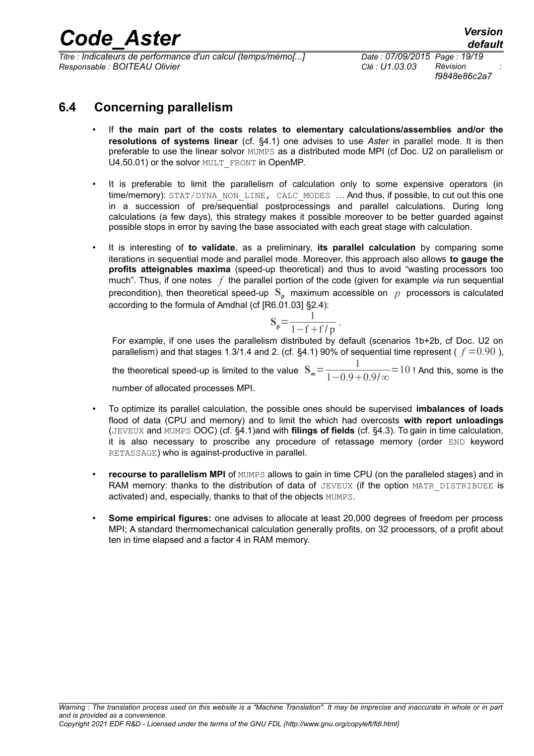## 6.4 Concerning parallelism

- If **the main part of the costs relates to elementary calculations/assemblies and/or the resolutions of systems linear** (cf. §4.1) one advises to use *Aster* in parallel mode. It is then preferable to use the linear solvor MUMPS as a distributed mode MPI (cf Doc. U2 on parallelism or U4.50.01) or the solvor MULT_FRONT in OpenMP.

- It is preferable to limit the parallelism of calculation only to some expensive operators (in time/memory): STAT/DYNA_NON_LINE, CALC_MODES … And thus, if possible, to cut out this one in a succession of pre/sequential postprocessings and parallel calculations. During long calculations (a few days), this strategy makes it possible moreover to be better guarded against possible stops in error by saving the base associated with each great stage with calculation.

- It is interesting of **to validate**, as a preliminary, **its parallel calculation** by comparing some iterations in sequential mode and parallel mode. Moreover, this approach also allows **to gauge the profits atteignables maxima** (speed-up theoretical) and thus to avoid "wasting processors too much". Thus, if one notes $f$ the parallel portion of the code (given for example *via* run sequential precondition), then theoretical speed-up $\mathbf{S_p}$ maximum accessible on $p$ processors is calculated according to the formula of Amdhal (cf [R6.01.03] §2.4):

$$\mathbf{S_p} = \frac{1}{1-f+f/p} .$$

  For example, if one uses the parallelism distributed by default (scenarios 1b+2b, cf Doc. U2 on parallelism) and that stages 1.3/1.4 and 2. (cf. §4.1) 90% of sequential time represent ( $f=0.90$ ), the theoretical speed-up is limited to the value $\mathbf{S_\infty} = \frac{1}{1-0.9+0.9/\infty} = 10$ ! And this, some is the number of allocated processes MPI.

- To optimize its parallel calculation, the possible ones should be supervised **imbalances of loads** flood of data (CPU and memory) and to limit the which had overcosts **with report unloadings** (JEVEUX and MUMPS OOC) (cf. §4.1)and with **filings of fields** (cf. §4.3). To gain in time calculation, it is also necessary to proscribe any procedure of retassage memory (order END keyword RETASSAGE) who is against-productive in parallel.

- **recourse to parallelism MPI** of MUMPS allows to gain in time CPU (on the paralleled stages) and in RAM memory: thanks to the distribution of data of JEVEUX (if the option MATR_DISTRIBUEE is activated) and, especially, thanks to that of the objects MUMPS.

- **Some empirical figures:** one advises to allocate at least 20,000 degrees of freedom per process MPI; A standard thermomechanical calculation generally profits, on 32 processors, of a profit about ten in time elapsed and a factor 4 in RAM memory.